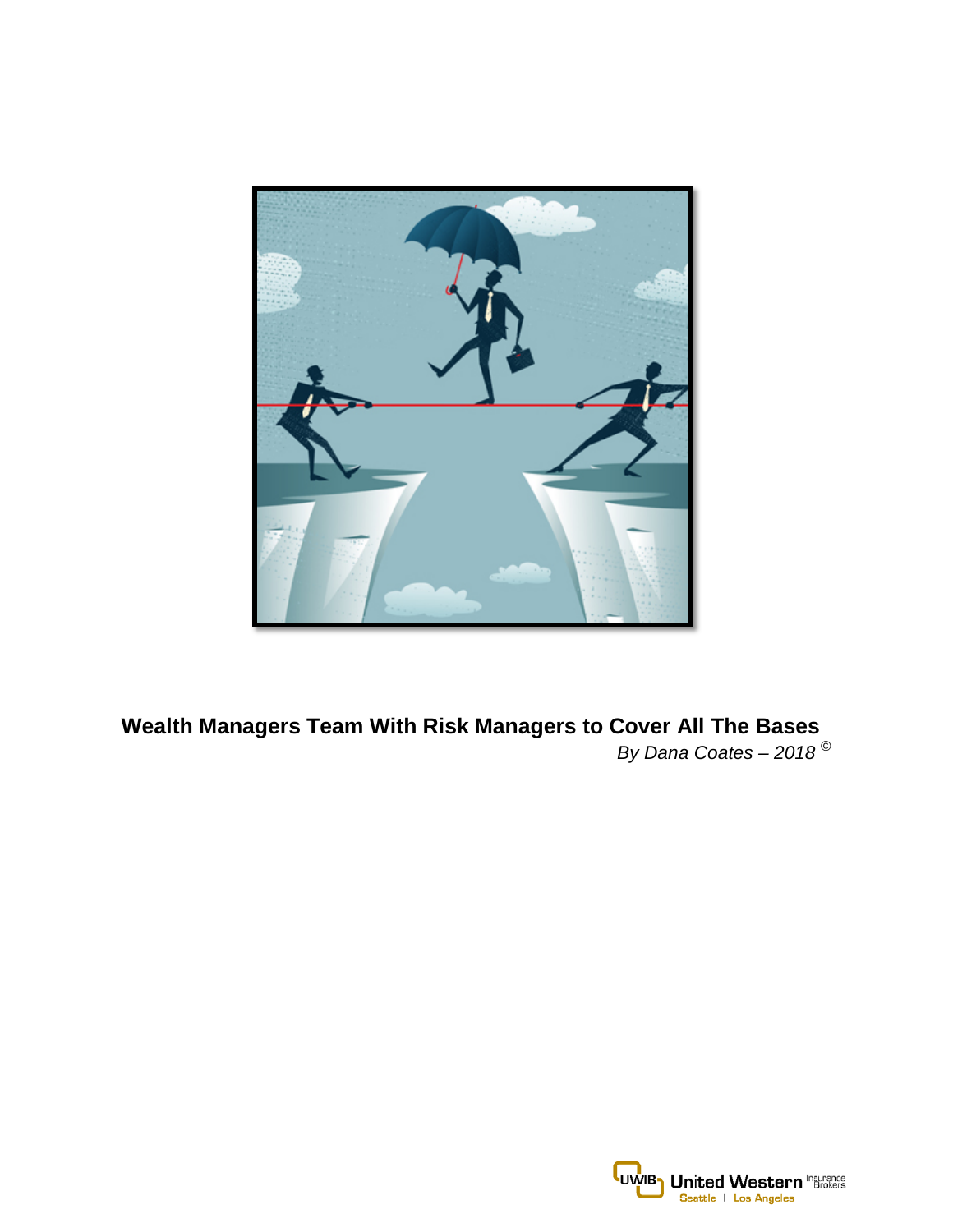# Wealth Managers Team With Risk Managers to Cover All The Bases

*By Dana Coates – 2018 ©*

UWIB United Western Insurance Brokers
Seattle | Los Angeles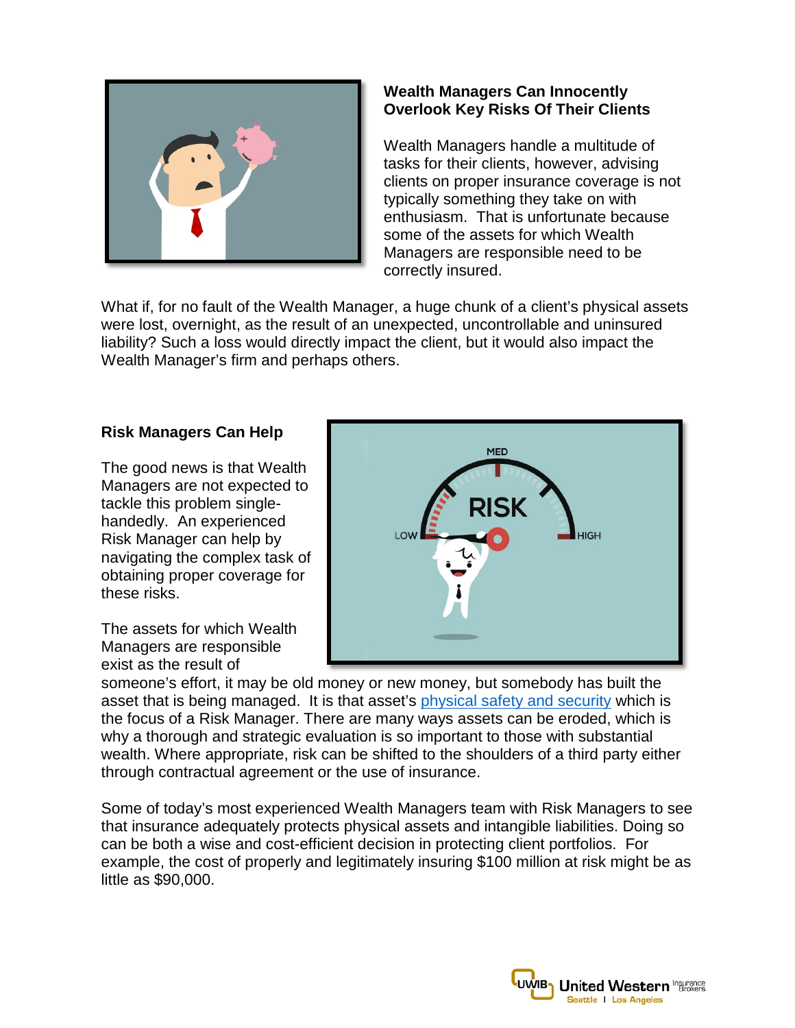### Wealth Managers Can Innocently Overlook Key Risks Of Their Clients

Wealth Managers handle a multitude of tasks for their clients, however, advising clients on proper insurance coverage is not typically something they take on with enthusiasm. That is unfortunate because some of the assets for which Wealth Managers are responsible need to be correctly insured.

What if, for no fault of the Wealth Manager, a huge chunk of a client's physical assets were lost, overnight, as the result of an unexpected, uncontrollable and uninsured liability? Such a loss would directly impact the client, but it would also impact the Wealth Manager's firm and perhaps others.

### Risk Managers Can Help

The good news is that Wealth Managers are not expected to tackle this problem single-handedly. An experienced Risk Manager can help by navigating the complex task of obtaining proper coverage for these risks.

The assets for which Wealth Managers are responsible exist as the result of someone's effort, it may be old money or new money, but somebody has built the asset that is being managed. It is that asset's physical safety and security which is the focus of a Risk Manager. There are many ways assets can be eroded, which is why a thorough and strategic evaluation is so important to those with substantial wealth. Where appropriate, risk can be shifted to the shoulders of a third party either through contractual agreement or the use of insurance.

Some of today's most experienced Wealth Managers team with Risk Managers to see that insurance adequately protects physical assets and intangible liabilities. Doing so can be both a wise and cost-efficient decision in protecting client portfolios. For example, the cost of properly and legitimately insuring $100 million at risk might be as little as $90,000.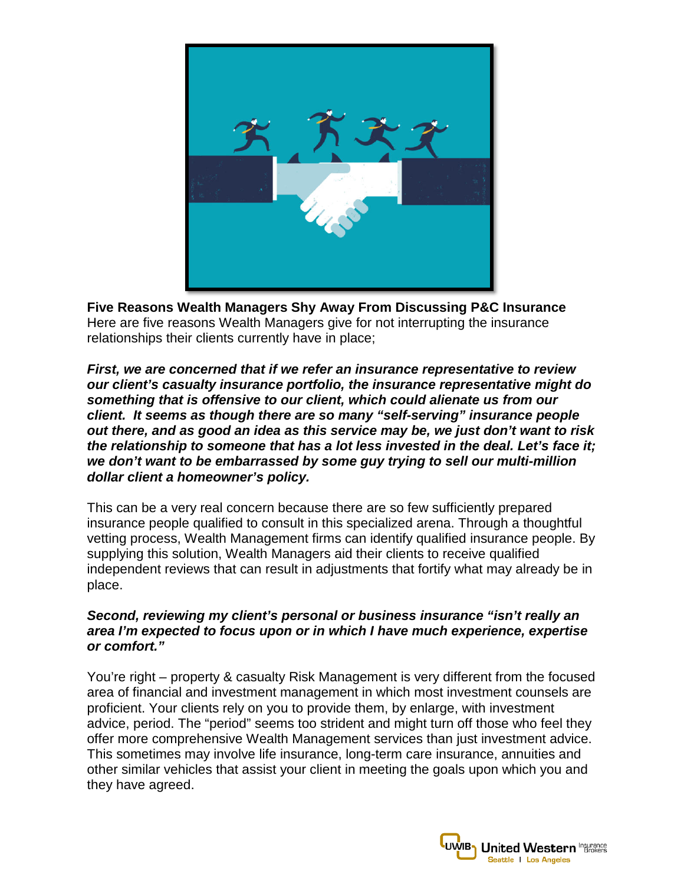**Five Reasons Wealth Managers Shy Away From Discussing P&C Insurance**

Here are five reasons Wealth Managers give for not interrupting the insurance relationships their clients currently have in place;

***First, we are concerned that if we refer an insurance representative to review our client's casualty insurance portfolio, the insurance representative might do something that is offensive to our client, which could alienate us from our client. It seems as though there are so many "self-serving" insurance people out there, and as good an idea as this service may be, we just don't want to risk the relationship to someone that has a lot less invested in the deal. Let's face it; we don't want to be embarrassed by some guy trying to sell our multi-million dollar client a homeowner's policy.***

This can be a very real concern because there are so few sufficiently prepared insurance people qualified to consult in this specialized arena. Through a thoughtful vetting process, Wealth Management firms can identify qualified insurance people. By supplying this solution, Wealth Managers aid their clients to receive qualified independent reviews that can result in adjustments that fortify what may already be in place.

***Second, reviewing my client's personal or business insurance "isn't really an area I'm expected to focus upon or in which I have much experience, expertise or comfort."***

You're right – property & casualty Risk Management is very different from the focused area of financial and investment management in which most investment counsels are proficient. Your clients rely on you to provide them, by enlarge, with investment advice, period. The "period" seems too strident and might turn off those who feel they offer more comprehensive Wealth Management services than just investment advice. This sometimes may involve life insurance, long-term care insurance, annuities and other similar vehicles that assist your client in meeting the goals upon which you and they have agreed.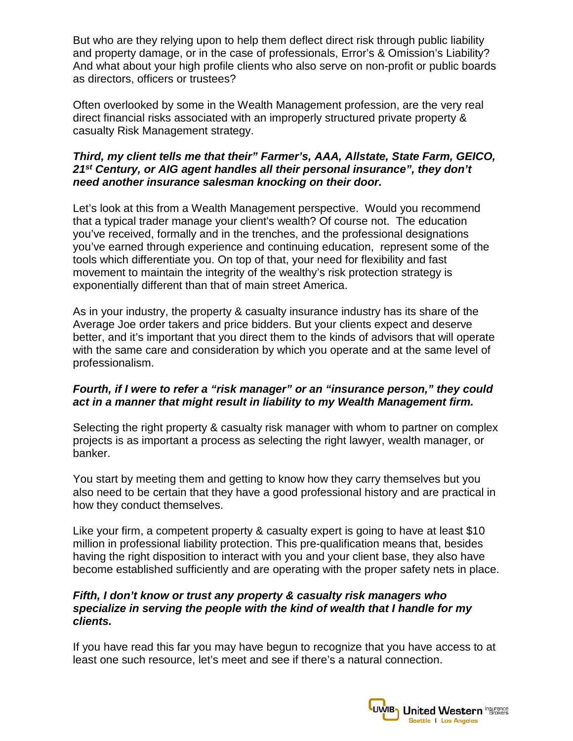But who are they relying upon to help them deflect direct risk through public liability and property damage, or in the case of professionals, Error's & Omission's Liability? And what about your high profile clients who also serve on non-profit or public boards as directors, officers or trustees?

Often overlooked by some in the Wealth Management profession, are the very real direct financial risks associated with an improperly structured private property & casualty Risk Management strategy.

***Third, my client tells me that their" Farmer's, AAA, Allstate, State Farm, GEICO, 21st Century, or AIG agent handles all their personal insurance", they don't need another insurance salesman knocking on their door.***

Let's look at this from a Wealth Management perspective. Would you recommend that a typical trader manage your client's wealth? Of course not. The education you've received, formally and in the trenches, and the professional designations you've earned through experience and continuing education, represent some of the tools which differentiate you. On top of that, your need for flexibility and fast movement to maintain the integrity of the wealthy's risk protection strategy is exponentially different than that of main street America.

As in your industry, the property & casualty insurance industry has its share of the Average Joe order takers and price bidders. But your clients expect and deserve better, and it's important that you direct them to the kinds of advisors that will operate with the same care and consideration by which you operate and at the same level of professionalism.

***Fourth, if I were to refer a "risk manager" or an "insurance person," they could act in a manner that might result in liability to my Wealth Management firm.***

Selecting the right property & casualty risk manager with whom to partner on complex projects is as important a process as selecting the right lawyer, wealth manager, or banker.

You start by meeting them and getting to know how they carry themselves but you also need to be certain that they have a good professional history and are practical in how they conduct themselves.

Like your firm, a competent property & casualty expert is going to have at least $10 million in professional liability protection. This pre-qualification means that, besides having the right disposition to interact with you and your client base, they also have become established sufficiently and are operating with the proper safety nets in place.

***Fifth, I don't know or trust any property & casualty risk managers who specialize in serving the people with the kind of wealth that I handle for my clients.***

If you have read this far you may have begun to recognize that you have access to at least one such resource, let's meet and see if there's a natural connection.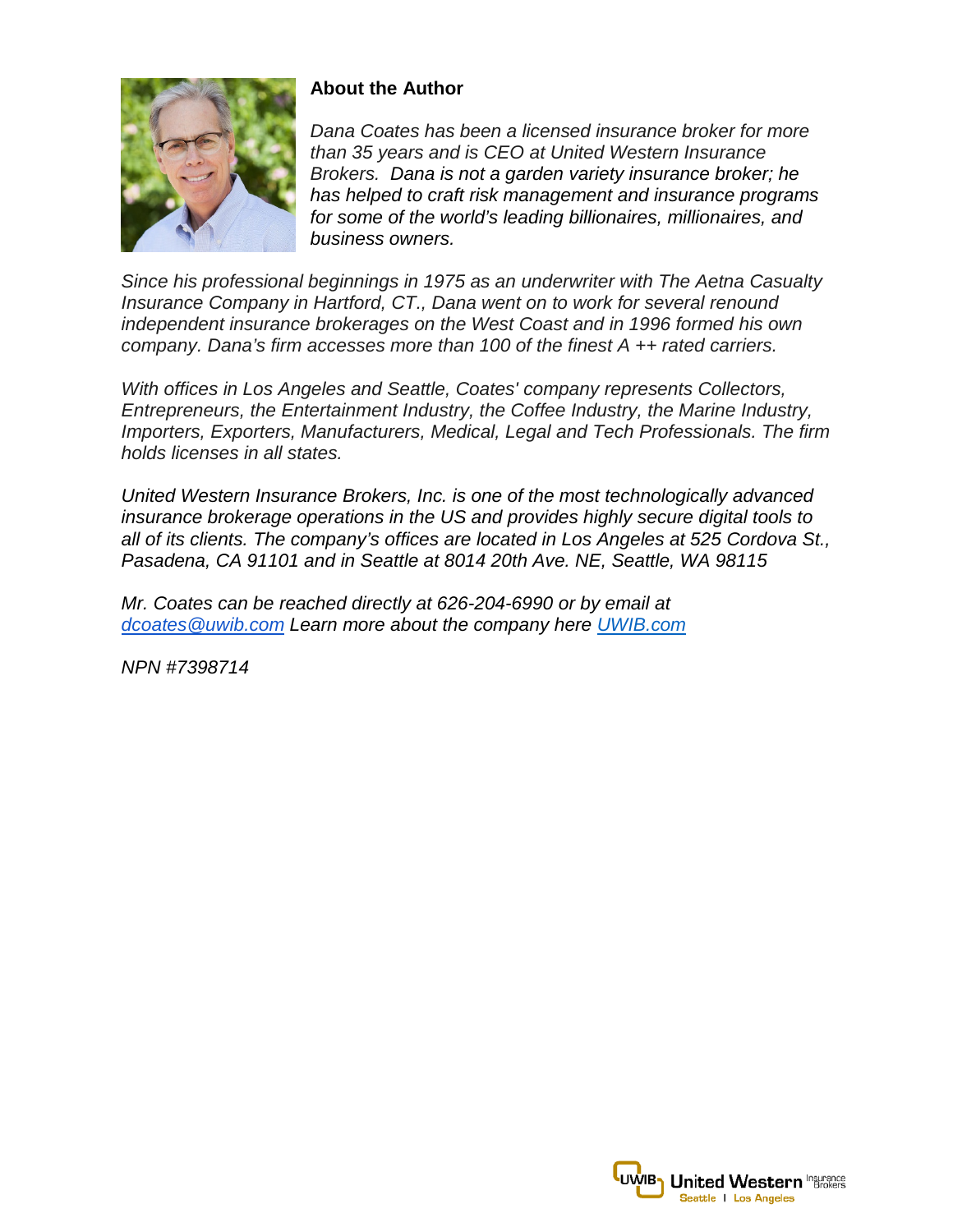### About the Author

*Dana Coates has been a licensed insurance broker for more than 35 years and is CEO at United Western Insurance Brokers. Dana is not a garden variety insurance broker; he has helped to craft risk management and insurance programs for some of the world's leading billionaires, millionaires, and business owners.*

*Since his professional beginnings in 1975 as an underwriter with The Aetna Casualty Insurance Company in Hartford, CT., Dana went on to work for several renound independent insurance brokerages on the West Coast and in 1996 formed his own company. Dana's firm accesses more than 100 of the finest A ++ rated carriers.*

*With offices in Los Angeles and Seattle, Coates' company represents Collectors, Entrepreneurs, the Entertainment Industry, the Coffee Industry, the Marine Industry, Importers, Exporters, Manufacturers, Medical, Legal and Tech Professionals. The firm holds licenses in all states.*

*United Western Insurance Brokers, Inc. is one of the most technologically advanced insurance brokerage operations in the US and provides highly secure digital tools to all of its clients. The company's offices are located in Los Angeles at 525 Cordova St., Pasadena, CA 91101 and in Seattle at 8014 20th Ave. NE, Seattle, WA 98115*

*Mr. Coates can be reached directly at 626-204-6990 or by email at [dcoates@uwib.com](mailto:dcoates@uwib.com) Learn more about the company here [UWIB.com](https://UWIB.com)*

*NPN #7398714*

UWIB United Western Insurance Brokers
Seattle | Los Angeles